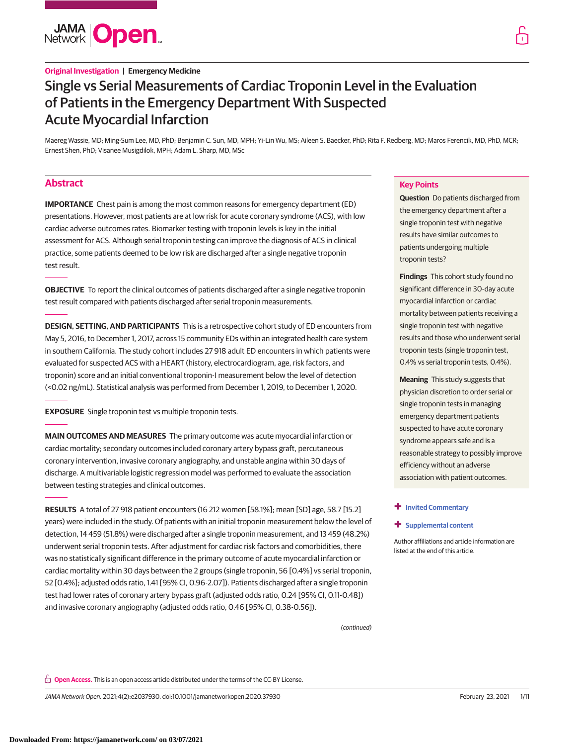Original Investigation | Emergency Medicine

# Single vs Serial Measurements of Cardiac Troponin Level in the Evaluation of Patients in the Emergency Department With Suspected Acute Myocardial Infarction

Maereg Wassie, MD; Ming-Sum Lee, MD, PhD; Benjamin C. Sun, MD, MPH; Yi-Lin Wu, MS; Aileen S. Baecker, PhD; Rita F. Redberg, MD; Maros Ferencik, MD, PhD, MCR; Ernest Shen, PhD; Visanee Musigdilok, MPH; Adam L. Sharp, MD, MSc

## Abstract

**IMPORTANCE** Chest pain is among the most common reasons for emergency department (ED) presentations. However, most patients are at low risk for acute coronary syndrome (ACS), with low cardiac adverse outcomes rates. Biomarker testing with troponin levels is key in the initial assessment for ACS. Although serial troponin testing can improve the diagnosis of ACS in clinical practice, some patients deemed to be low risk are discharged after a single negative troponin test result.

**OBJECTIVE** To report the clinical outcomes of patients discharged after a single negative troponin test result compared with patients discharged after serial troponin measurements.

**DESIGN, SETTING, AND PARTICIPANTS** This is a retrospective cohort study of ED encounters from May 5, 2016, to December 1, 2017, across 15 community EDs within an integrated health care system in southern California. The study cohort includes 27 918 adult ED encounters in which patients were evaluated for suspected ACS with a HEART (history, electrocardiogram, age, risk factors, and troponin) score and an initial conventional troponin-I measurement below the level of detection (<0.02 ng/mL). Statistical analysis was performed from December 1, 2019, to December 1, 2020.

**EXPOSURE** Single troponin test vs multiple troponin tests.

**MAIN OUTCOMES AND MEASURES** The primary outcome was acute myocardial infarction or cardiac mortality; secondary outcomes included coronary artery bypass graft, percutaneous coronary intervention, invasive coronary angiography, and unstable angina within 30 days of discharge. A multivariable logistic regression model was performed to evaluate the association between testing strategies and clinical outcomes.

**RESULTS** A total of 27 918 patient encounters (16 212 women [58.1%]; mean [SD] age, 58.7 [15.2] years) were included in the study. Of patients with an initial troponin measurement below the level of detection, 14 459 (51.8%) were discharged after a single troponin measurement, and 13 459 (48.2%) underwent serial troponin tests. After adjustment for cardiac risk factors and comorbidities, there was no statistically significant difference in the primary outcome of acute myocardial infarction or cardiac mortality within 30 days between the 2 groups (single troponin, 56 [0.4%] vs serial troponin, 52 [0.4%]; adjusted odds ratio, 1.41 [95% CI, 0.96-2.07]). Patients discharged after a single troponin test had lower rates of coronary artery bypass graft (adjusted odds ratio, 0.24 [95% CI, 0.11-0.48]) and invasive coronary angiography (adjusted odds ratio, 0.46 [95% CI, 0.38-0.56]).

*(continued)*

## Key Points

**Question** Do patients discharged from the emergency department after a single troponin test with negative results have similar outcomes to patients undergoing multiple troponin tests?

**Findings** This cohort study found no significant difference in 30-day acute myocardial infarction or cardiac mortality between patients receiving a single troponin test with negative results and those who underwent serial troponin tests (single troponin test, 0.4% vs serial troponin tests, 0.4%).

**Meaning** This study suggests that physician discretion to order serial or single troponin tests in managing emergency department patients suspected to have acute coronary syndrome appears safe and is a reasonable strategy to possibly improve efficiency without an adverse association with patient outcomes.

+ Invited Commentary

+ Supplemental content

Author affiliations and article information are listed at the end of this article.

**Open Access.** This is an open access article distributed under the terms of the CC-BY License.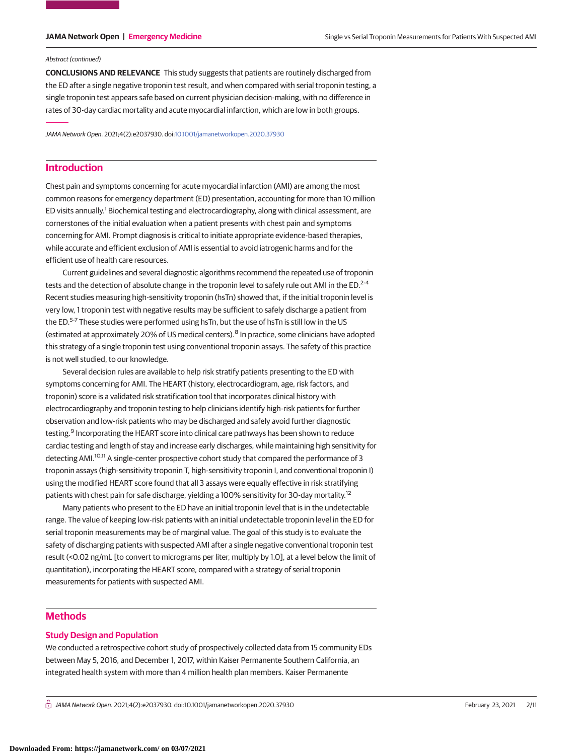*Abstract (continued)*

**CONCLUSIONS AND RELEVANCE** This study suggests that patients are routinely discharged from the ED after a single negative troponin test result, and when compared with serial troponin testing, a single troponin test appears safe based on current physician decision-making, with no difference in rates of 30-day cardiac mortality and acute myocardial infarction, which are low in both groups.

*JAMA Network Open.* 2021;4(2):e2037930. doi:10.1001/jamanetworkopen.2020.37930

## Introduction

Chest pain and symptoms concerning for acute myocardial infarction (AMI) are among the most common reasons for emergency department (ED) presentation, accounting for more than 10 million ED visits annually.[1] Biochemical testing and electrocardiography, along with clinical assessment, are cornerstones of the initial evaluation when a patient presents with chest pain and symptoms concerning for AMI. Prompt diagnosis is critical to initiate appropriate evidence-based therapies, while accurate and efficient exclusion of AMI is essential to avoid iatrogenic harms and for the efficient use of health care resources.

Current guidelines and several diagnostic algorithms recommend the repeated use of troponin tests and the detection of absolute change in the troponin level to safely rule out AMI in the ED.[2-4] Recent studies measuring high-sensitivity troponin (hsTn) showed that, if the initial troponin level is very low, 1 troponin test with negative results may be sufficient to safely discharge a patient from the ED.[5-7] These studies were performed using hsTn, but the use of hsTn is still low in the US (estimated at approximately 20% of US medical centers).[8] In practice, some clinicians have adopted this strategy of a single troponin test using conventional troponin assays. The safety of this practice is not well studied, to our knowledge.

Several decision rules are available to help risk stratify patients presenting to the ED with symptoms concerning for AMI. The HEART (history, electrocardiogram, age, risk factors, and troponin) score is a validated risk stratification tool that incorporates clinical history with electrocardiography and troponin testing to help clinicians identify high-risk patients for further observation and low-risk patients who may be discharged and safely avoid further diagnostic testing.[9] Incorporating the HEART score into clinical care pathways has been shown to reduce cardiac testing and length of stay and increase early discharges, while maintaining high sensitivity for detecting AMI.[10,11] A single-center prospective cohort study that compared the performance of 3 troponin assays (high-sensitivity troponin T, high-sensitivity troponin I, and conventional troponin I) using the modified HEART score found that all 3 assays were equally effective in risk stratifying patients with chest pain for safe discharge, yielding a 100% sensitivity for 30-day mortality.[12]

Many patients who present to the ED have an initial troponin level that is in the undetectable range. The value of keeping low-risk patients with an initial undetectable troponin level in the ED for serial troponin measurements may be of marginal value. The goal of this study is to evaluate the safety of discharging patients with suspected AMI after a single negative conventional troponin test result (<0.02 ng/mL [to convert to micrograms per liter, multiply by 1.0], at a level below the limit of quantitation), incorporating the HEART score, compared with a strategy of serial troponin measurements for patients with suspected AMI.

## Methods

### Study Design and Population

We conducted a retrospective cohort study of prospectively collected data from 15 community EDs between May 5, 2016, and December 1, 2017, within Kaiser Permanente Southern California, an integrated health system with more than 4 million health plan members. Kaiser Permanente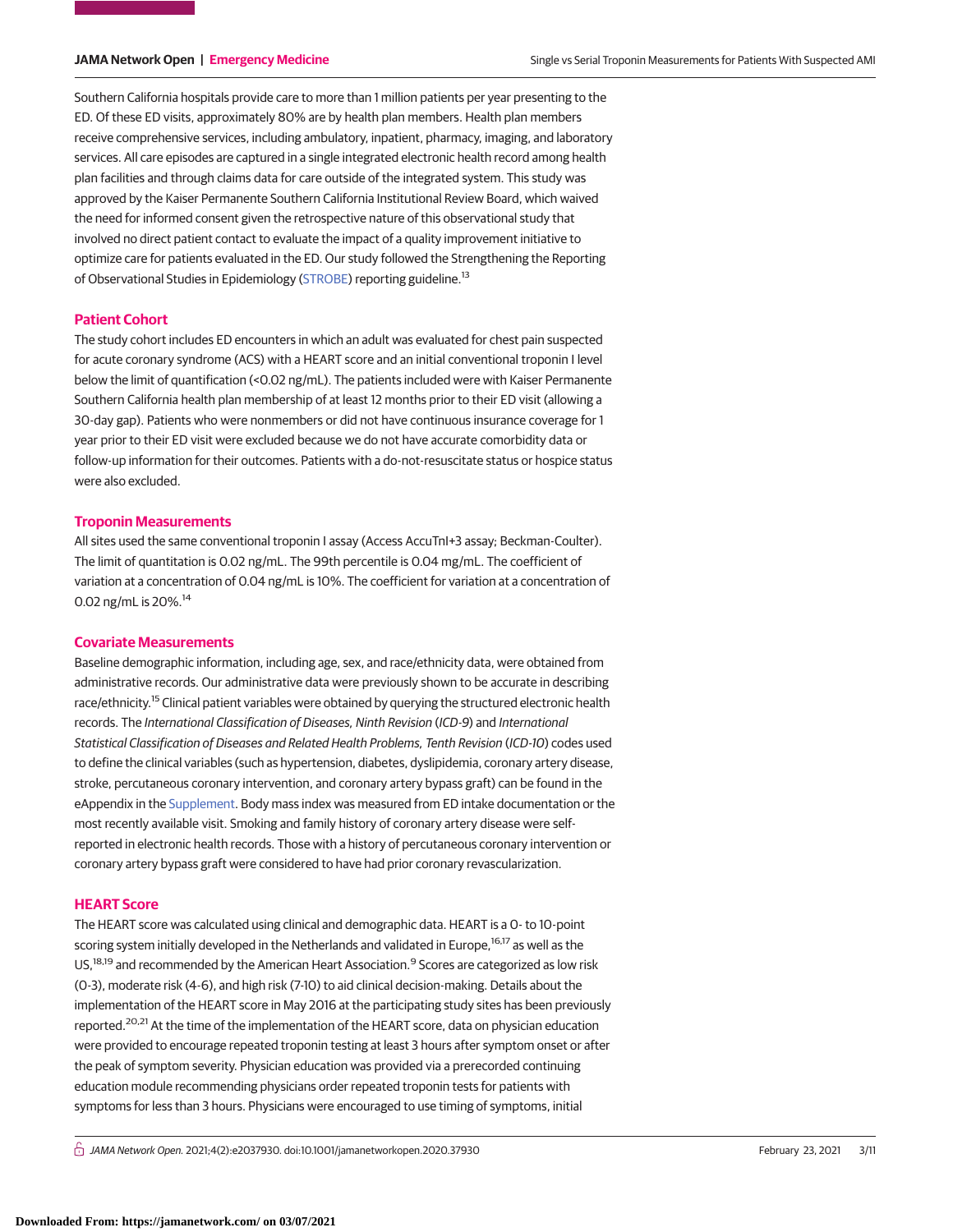Southern California hospitals provide care to more than 1 million patients per year presenting to the ED. Of these ED visits, approximately 80% are by health plan members. Health plan members receive comprehensive services, including ambulatory, inpatient, pharmacy, imaging, and laboratory services. All care episodes are captured in a single integrated electronic health record among health plan facilities and through claims data for care outside of the integrated system. This study was approved by the Kaiser Permanente Southern California Institutional Review Board, which waived the need for informed consent given the retrospective nature of this observational study that involved no direct patient contact to evaluate the impact of a quality improvement initiative to optimize care for patients evaluated in the ED. Our study followed the Strengthening the Reporting of Observational Studies in Epidemiology (STROBE) reporting guideline.[13]

## Patient Cohort

The study cohort includes ED encounters in which an adult was evaluated for chest pain suspected for acute coronary syndrome (ACS) with a HEART score and an initial conventional troponin I level below the limit of quantification (<0.02 ng/mL). The patients included were with Kaiser Permanente Southern California health plan membership of at least 12 months prior to their ED visit (allowing a 30-day gap). Patients who were nonmembers or did not have continuous insurance coverage for 1 year prior to their ED visit were excluded because we do not have accurate comorbidity data or follow-up information for their outcomes. Patients with a do-not-resuscitate status or hospice status were also excluded.

## Troponin Measurements

All sites used the same conventional troponin I assay (Access AccuTnI+3 assay; Beckman-Coulter). The limit of quantitation is 0.02 ng/mL. The 99th percentile is 0.04 mg/mL. The coefficient of variation at a concentration of 0.04 ng/mL is 10%. The coefficient for variation at a concentration of 0.02 ng/mL is 20%.[14]

## Covariate Measurements

Baseline demographic information, including age, sex, and race/ethnicity data, were obtained from administrative records. Our administrative data were previously shown to be accurate in describing race/ethnicity.[15] Clinical patient variables were obtained by querying the structured electronic health records. The *International Classification of Diseases, Ninth Revision* (*ICD-9*) and *International Statistical Classification of Diseases and Related Health Problems, Tenth Revision* (*ICD-10*) codes used to define the clinical variables (such as hypertension, diabetes, dyslipidemia, coronary artery disease, stroke, percutaneous coronary intervention, and coronary artery bypass graft) can be found in the eAppendix in the Supplement. Body mass index was measured from ED intake documentation or the most recently available visit. Smoking and family history of coronary artery disease were self-reported in electronic health records. Those with a history of percutaneous coronary intervention or coronary artery bypass graft were considered to have had prior coronary revascularization.

## HEART Score

The HEART score was calculated using clinical and demographic data. HEART is a 0- to 10-point scoring system initially developed in the Netherlands and validated in Europe,[16,17] as well as the US,[18,19] and recommended by the American Heart Association.[9] Scores are categorized as low risk (0-3), moderate risk (4-6), and high risk (7-10) to aid clinical decision-making. Details about the implementation of the HEART score in May 2016 at the participating study sites has been previously reported.[20,21] At the time of the implementation of the HEART score, data on physician education were provided to encourage repeated troponin testing at least 3 hours after symptom onset or after the peak of symptom severity. Physician education was provided via a prerecorded continuing education module recommending physicians order repeated troponin tests for patients with symptoms for less than 3 hours. Physicians were encouraged to use timing of symptoms, initial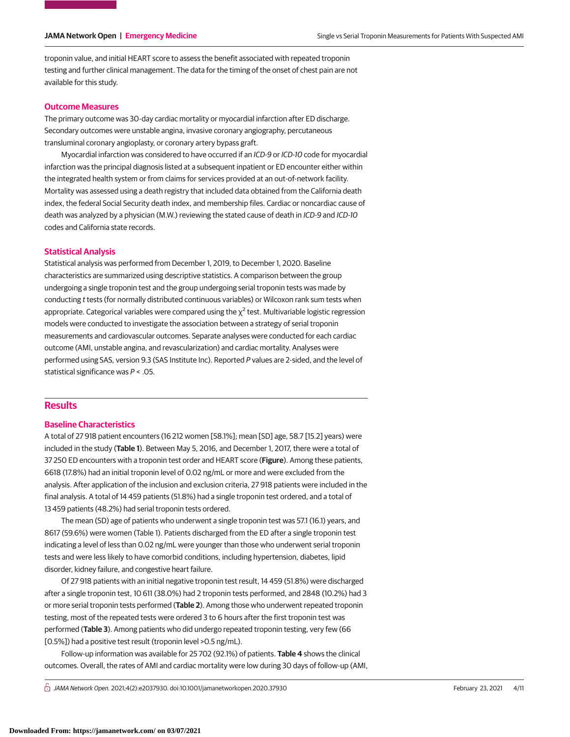troponin value, and initial HEART score to assess the benefit associated with repeated troponin testing and further clinical management. The data for the timing of the onset of chest pain are not available for this study.

## Outcome Measures

The primary outcome was 30-day cardiac mortality or myocardial infarction after ED discharge. Secondary outcomes were unstable angina, invasive coronary angiography, percutaneous transluminal coronary angioplasty, or coronary artery bypass graft.

Myocardial infarction was considered to have occurred if an *ICD-9* or *ICD-10* code for myocardial infarction was the principal diagnosis listed at a subsequent inpatient or ED encounter either within the integrated health system or from claims for services provided at an out-of-network facility. Mortality was assessed using a death registry that included data obtained from the California death index, the federal Social Security death index, and membership files. Cardiac or noncardiac cause of death was analyzed by a physician (M.W.) reviewing the stated cause of death in *ICD-9* and *ICD-10* codes and California state records.

## Statistical Analysis

Statistical analysis was performed from December 1, 2019, to December 1, 2020. Baseline characteristics are summarized using descriptive statistics. A comparison between the group undergoing a single troponin test and the group undergoing serial troponin tests was made by conducting *t* tests (for normally distributed continuous variables) or Wilcoxon rank sum tests when appropriate. Categorical variables were compared using the $\chi^2$ test. Multivariable logistic regression models were conducted to investigate the association between a strategy of serial troponin measurements and cardiovascular outcomes. Separate analyses were conducted for each cardiac outcome (AMI, unstable angina, and revascularization) and cardiac mortality. Analyses were performed using SAS, version 9.3 (SAS Institute Inc). Reported *P* values are 2-sided, and the level of statistical significance was $P < .05$.

# Results

## Baseline Characteristics

A total of 27 918 patient encounters (16 212 women [58.1%]; mean [SD] age, 58.7 [15.2] years) were included in the study (**Table 1**). Between May 5, 2016, and December 1, 2017, there were a total of 37 250 ED encounters with a troponin test order and HEART score (**Figure**). Among these patients, 6618 (17.8%) had an initial troponin level of 0.02 ng/mL or more and were excluded from the analysis. After application of the inclusion and exclusion criteria, 27 918 patients were included in the final analysis. A total of 14 459 patients (51.8%) had a single troponin test ordered, and a total of 13 459 patients (48.2%) had serial troponin tests ordered.

The mean (SD) age of patients who underwent a single troponin test was 57.1 (16.1) years, and 8617 (59.6%) were women (Table 1). Patients discharged from the ED after a single troponin test indicating a level of less than 0.02 ng/mL were younger than those who underwent serial troponin tests and were less likely to have comorbid conditions, including hypertension, diabetes, lipid disorder, kidney failure, and congestive heart failure.

Of 27 918 patients with an initial negative troponin test result, 14 459 (51.8%) were discharged after a single troponin test, 10 611 (38.0%) had 2 troponin tests performed, and 2848 (10.2%) had 3 or more serial troponin tests performed (**Table 2**). Among those who underwent repeated troponin testing, most of the repeated tests were ordered 3 to 6 hours after the first troponin test was performed (**Table 3**). Among patients who did undergo repeated troponin testing, very few (66 [0.5%]) had a positive test result (troponin level >0.5 ng/mL).

Follow-up information was available for 25 702 (92.1%) of patients. **Table 4** shows the clinical outcomes. Overall, the rates of AMI and cardiac mortality were low during 30 days of follow-up (AMI,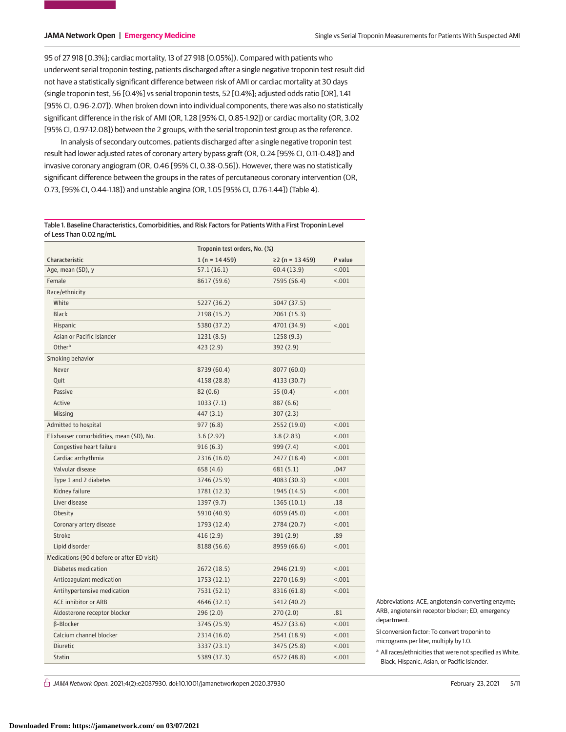95 of 27 918 [0.3%]; cardiac mortality, 13 of 27 918 [0.05%]). Compared with patients who underwent serial troponin testing, patients discharged after a single negative troponin test result did not have a statistically significant difference between risk of AMI or cardiac mortality at 30 days (single troponin test, 56 [0.4%] vs serial troponin tests, 52 [0.4%]; adjusted odds ratio [OR], 1.41 [95% CI, 0.96-2.07]). When broken down into individual components, there was also no statistically significant difference in the risk of AMI (OR, 1.28 [95% CI, 0.85-1.92]) or cardiac mortality (OR, 3.02 [95% CI, 0.97-12.08]) between the 2 groups, with the serial troponin test group as the reference.

In analysis of secondary outcomes, patients discharged after a single negative troponin test result had lower adjusted rates of coronary artery bypass graft (OR, 0.24 [95% CI, 0.11-0.48]) and invasive coronary angiogram (OR, 0.46 [95% CI, 0.38-0.56]). However, there was no statistically significant difference between the groups in the rates of percutaneous coronary intervention (OR, 0.73, [95% CI, 0.44-1.18]) and unstable angina (OR, 1.05 [95% CI, 0.76-1.44]) (Table 4).

Table 1. Baseline Characteristics, Comorbidities, and Risk Factors for Patients With a First Troponin Level of Less Than 0.02 ng/mL

| Characteristic | Troponin test orders, No. (%) | | P value |
|---|---|---|---|
| | 1 (n = 14 459) | ≥2 (n = 13 459) | |
| Age, mean (SD), y | 57.1 (16.1) | 60.4 (13.9) | <.001 |
| Female | 8617 (59.6) | 7595 (56.4) | <.001 |
| Race/ethnicity | | | <.001 |
| White | 5227 (36.2) | 5047 (37.5) | |
| Black | 2198 (15.2) | 2061 (15.3) | |
| Hispanic | 5380 (37.2) | 4701 (34.9) | |
| Asian or Pacific Islander | 1231 (8.5) | 1258 (9.3) | |
| Other[a] | 423 (2.9) | 392 (2.9) | |
| Smoking behavior | | | <.001 |
| Never | 8739 (60.4) | 8077 (60.0) | |
| Quit | 4158 (28.8) | 4133 (30.7) | |
| Passive | 82 (0.6) | 55 (0.4) | |
| Active | 1033 (7.1) | 887 (6.6) | |
| Missing | 447 (3.1) | 307 (2.3) | |
| Admitted to hospital | 977 (6.8) | 2552 (19.0) | <.001 |
| Elixhauser comorbidities, mean (SD), No. | 3.6 (2.92) | 3.8 (2.83) | <.001 |
| Congestive heart failure | 916 (6.3) | 999 (7.4) | <.001 |
| Cardiac arrhythmia | 2316 (16.0) | 2477 (18.4) | <.001 |
| Valvular disease | 658 (4.6) | 681 (5.1) | .047 |
| Type 1 and 2 diabetes | 3746 (25.9) | 4083 (30.3) | <.001 |
| Kidney failure | 1781 (12.3) | 1945 (14.5) | <.001 |
| Liver disease | 1397 (9.7) | 1365 (10.1) | .18 |
| Obesity | 5910 (40.9) | 6059 (45.0) | <.001 |
| Coronary artery disease | 1793 (12.4) | 2784 (20.7) | <.001 |
| Stroke | 416 (2.9) | 391 (2.9) | .89 |
| Lipid disorder | 8188 (56.6) | 8959 (66.6) | <.001 |
| Medications (90 d before or after ED visit) | | | |
| Diabetes medication | 2672 (18.5) | 2946 (21.9) | <.001 |
| Anticoagulant medication | 1753 (12.1) | 2270 (16.9) | <.001 |
| Antihypertensive medication | 7531 (52.1) | 8316 (61.8) | <.001 |
| ACE inhibitor or ARB | 4646 (32.1) | 5412 (40.2) | |
| Aldosterone receptor blocker | 296 (2.0) | 270 (2.0) | .81 |
| β-Blocker | 3745 (25.9) | 4527 (33.6) | <.001 |
| Calcium channel blocker | 2314 (16.0) | 2541 (18.9) | <.001 |
| Diuretic | 3337 (23.1) | 3475 (25.8) | <.001 |
| Statin | 5389 (37.3) | 6572 (48.8) | <.001 |

Abbreviations: ACE, angiotensin-converting enzyme; ARB, angiotensin receptor blocker; ED, emergency department.

SI conversion factor: To convert troponin to micrograms per liter, multiply by 1.0.

[a] All races/ethnicities that were not specified as White, Black, Hispanic, Asian, or Pacific Islander.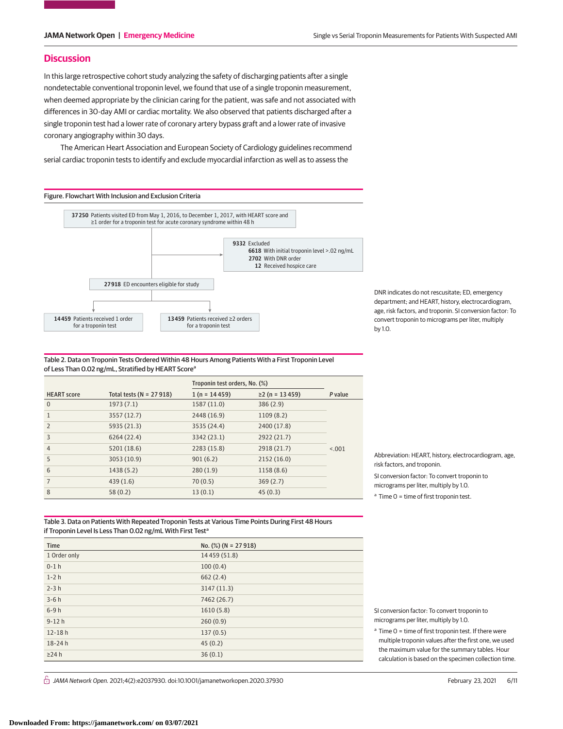## Discussion

In this large retrospective cohort study analyzing the safety of discharging patients after a single nondetectable conventional troponin level, we found that use of a single troponin measurement, when deemed appropriate by the clinician caring for the patient, was safe and not associated with differences in 30-day AMI or cardiac mortality. We also observed that patients discharged after a single troponin test had a lower rate of coronary artery bypass graft and a lower rate of invasive coronary angiography within 30 days.

The American Heart Association and European Society of Cardiology guidelines recommend serial cardiac troponin tests to identify and exclude myocardial infarction as well as to assess the

Figure. Flowchart With Inclusion and Exclusion Criteria

**37 250** Patients visited ED from May 1, 2016, to December 1, 2017, with HEART score and ≥1 order for a troponin test for acute coronary syndrome within 48 h

→ **9332** Excluded
- **6618** With initial troponin level >.02 ng/mL
- **2702** With DNR order
- **12** Received hospice care

**27 918** ED encounters eligible for study

- **14 459** Patients received 1 order for a troponin test
- **13 459** Patients received ≥2 orders for a troponin test

DNR indicates do not rescuscitate; ED, emergency department; and HEART, history, electrocardiogram, age, risk factors, and troponin. SI conversion factor: To convert troponin to micrograms per liter, multiply by 1.0.

Table 2. Data on Troponin Tests Ordered Within 48 Hours Among Patients With a First Troponin Level of Less Than 0.02 ng/mL, Stratified by HEART Score[a]

| HEART score | Total tests (N = 27 918) | Troponin test orders, No. (%) | | P value |
|---|---|---|---|---|
| | | 1 (n = 14 459) | ≥2 (n = 13 459) | |
| 0 | 1973 (7.1) | 1587 (11.0) | 386 (2.9) | <.001 |
| 1 | 3557 (12.7) | 2448 (16.9) | 1109 (8.2) | |
| 2 | 5935 (21.3) | 3535 (24.4) | 2400 (17.8) | |
| 3 | 6264 (22.4) | 3342 (23.1) | 2922 (21.7) | |
| 4 | 5201 (18.6) | 2283 (15.8) | 2918 (21.7) | |
| 5 | 3053 (10.9) | 901 (6.2) | 2152 (16.0) | |
| 6 | 1438 (5.2) | 280 (1.9) | 1158 (8.6) | |
| 7 | 439 (1.6) | 70 (0.5) | 369 (2.7) | |
| 8 | 58 (0.2) | 13 (0.1) | 45 (0.3) | |

Abbreviation: HEART, history, electrocardiogram, age, risk factors, and troponin.

SI conversion factor: To convert troponin to micrograms per liter, multiply by 1.0.

[a] Time 0 = time of first troponin test.

Table 3. Data on Patients With Repeated Troponin Tests at Various Time Points During First 48 Hours if Troponin Level Is Less Than 0.02 ng/mL With First Test[a]

| Time | No. (%) (N = 27 918) |
|---|---|
| 1 Order only | 14 459 (51.8) |
| 0-1 h | 100 (0.4) |
| 1-2 h | 662 (2.4) |
| 2-3 h | 3147 (11.3) |
| 3-6 h | 7462 (26.7) |
| 6-9 h | 1610 (5.8) |
| 9-12 h | 260 (0.9) |
| 12-18 h | 137 (0.5) |
| 18-24 h | 45 (0.2) |
| ≥24 h | 36 (0.1) |

SI conversion factor: To convert troponin to micrograms per liter, multiply by 1.0.

[a] Time 0 = time of first troponin test. If there were multiple troponin values after the first one, we used the maximum value for the summary tables. Hour calculation is based on the specimen collection time.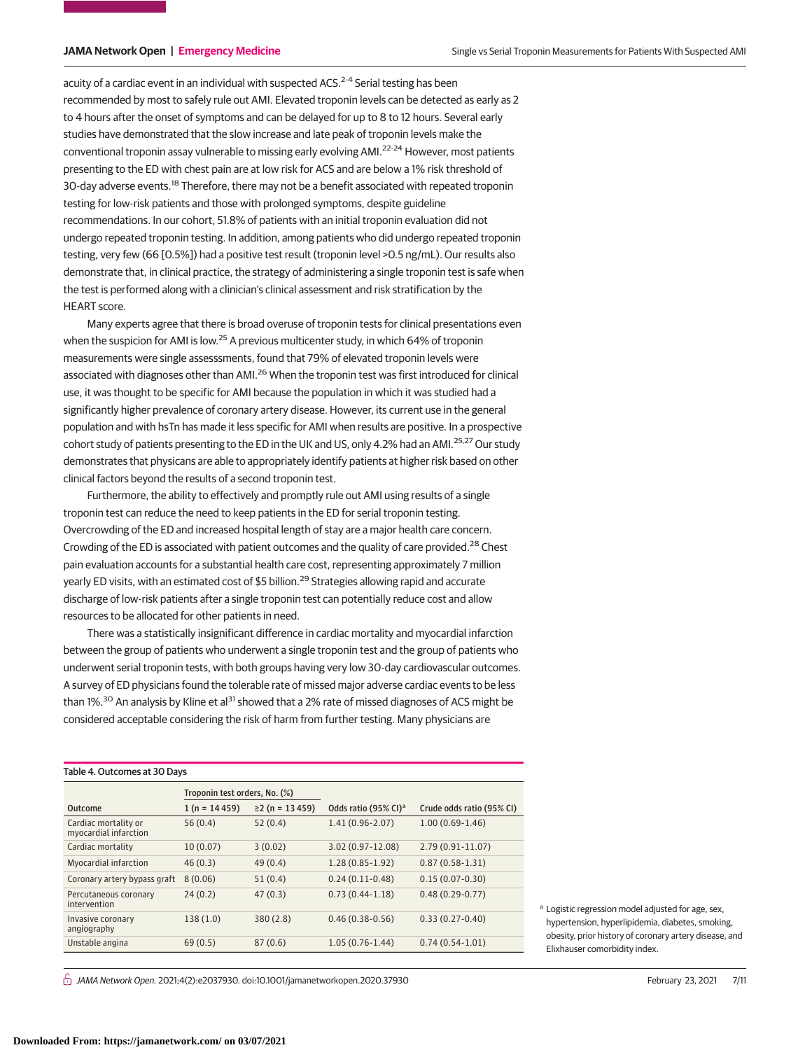acuity of a cardiac event in an individual with suspected ACS.[2-4] Serial testing has been recommended by most to safely rule out AMI. Elevated troponin levels can be detected as early as 2 to 4 hours after the onset of symptoms and can be delayed for up to 8 to 12 hours. Several early studies have demonstrated that the slow increase and late peak of troponin levels make the conventional troponin assay vulnerable to missing early evolving AMI.[22-24] However, most patients presenting to the ED with chest pain are at low risk for ACS and are below a 1% risk threshold of 30-day adverse events.[18] Therefore, there may not be a benefit associated with repeated troponin testing for low-risk patients and those with prolonged symptoms, despite guideline recommendations. In our cohort, 51.8% of patients with an initial troponin evaluation did not undergo repeated troponin testing. In addition, among patients who did undergo repeated troponin testing, very few (66 [0.5%]) had a positive test result (troponin level >0.5 ng/mL). Our results also demonstrate that, in clinical practice, the strategy of administering a single troponin test is safe when the test is performed along with a clinician's clinical assessment and risk stratification by the HEART score.

Many experts agree that there is broad overuse of troponin tests for clinical presentations even when the suspicion for AMI is low.[25] A previous multicenter study, in which 64% of troponin measurements were single assesssments, found that 79% of elevated troponin levels were associated with diagnoses other than AMI.[26] When the troponin test was first introduced for clinical use, it was thought to be specific for AMI because the population in which it was studied had a significantly higher prevalence of coronary artery disease. However, its current use in the general population and with hsTn has made it less specific for AMI when results are positive. In a prospective cohort study of patients presenting to the ED in the UK and US, only 4.2% had an AMI.[25,27] Our study demonstrates that physicans are able to appropriately identify patients at higher risk based on other clinical factors beyond the results of a second troponin test.

Furthermore, the ability to effectively and promptly rule out AMI using results of a single troponin test can reduce the need to keep patients in the ED for serial troponin testing. Overcrowding of the ED and increased hospital length of stay are a major health care concern. Crowding of the ED is associated with patient outcomes and the quality of care provided.[28] Chest pain evaluation accounts for a substantial health care cost, representing approximately 7 million yearly ED visits, with an estimated cost of $5 billion.[29] Strategies allowing rapid and accurate discharge of low-risk patients after a single troponin test can potentially reduce cost and allow resources to be allocated for other patients in need.

There was a statistically insignificant difference in cardiac mortality and myocardial infarction between the group of patients who underwent a single troponin test and the group of patients who underwent serial troponin tests, with both groups having very low 30-day cardiovascular outcomes. A survey of ED physicians found the tolerable rate of missed major adverse cardiac events to be less than 1%.[30] An analysis by Kline et al[31] showed that a 2% rate of missed diagnoses of ACS might be considered acceptable considering the risk of harm from further testing. Many physicians are

Table 4. Outcomes at 30 Days

| Outcome | Troponin test orders, No. (%) | | Odds ratio (95% CI)[a] | Crude odds ratio (95% CI) |
|---|---|---|---|---|
| | 1 (n = 14 459) | ≥2 (n = 13 459) | | |
| Cardiac mortality or myocardial infarction | 56 (0.4) | 52 (0.4) | 1.41 (0.96-2.07) | 1.00 (0.69-1.46) |
| Cardiac mortality | 10 (0.07) | 3 (0.02) | 3.02 (0.97-12.08) | 2.79 (0.91-11.07) |
| Myocardial infarction | 46 (0.3) | 49 (0.4) | 1.28 (0.85-1.92) | 0.87 (0.58-1.31) |
| Coronary artery bypass graft | 8 (0.06) | 51 (0.4) | 0.24 (0.11-0.48) | 0.15 (0.07-0.30) |
| Percutaneous coronary intervention | 24 (0.2) | 47 (0.3) | 0.73 (0.44-1.18) | 0.48 (0.29-0.77) |
| Invasive coronary angiography | 138 (1.0) | 380 (2.8) | 0.46 (0.38-0.56) | 0.33 (0.27-0.40) |
| Unstable angina | 69 (0.5) | 87 (0.6) | 1.05 (0.76-1.44) | 0.74 (0.54-1.01) |

[a] Logistic regression model adjusted for age, sex, hypertension, hyperlipidemia, diabetes, smoking, obesity, prior history of coronary artery disease, and Elixhauser comorbidity index.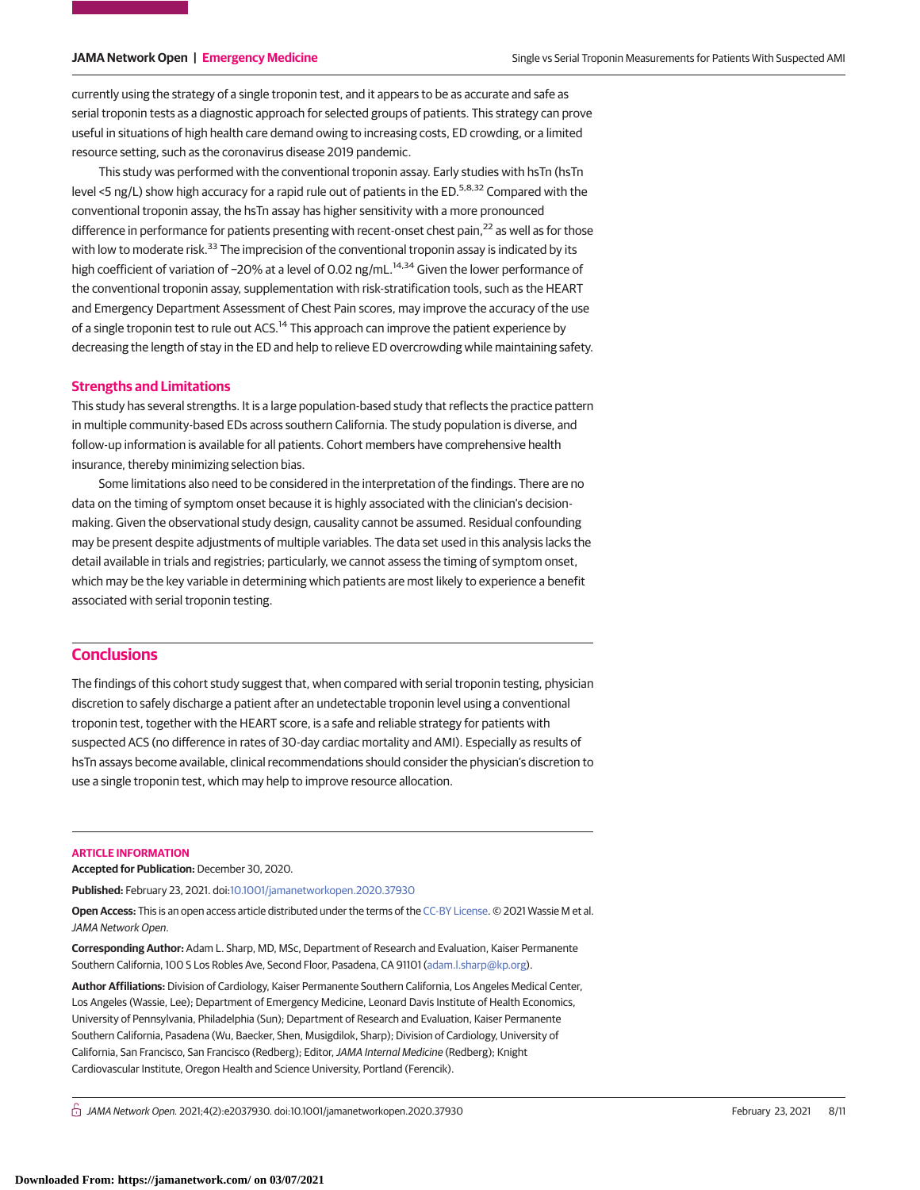currently using the strategy of a single troponin test, and it appears to be as accurate and safe as serial troponin tests as a diagnostic approach for selected groups of patients. This strategy can prove useful in situations of high health care demand owing to increasing costs, ED crowding, or a limited resource setting, such as the coronavirus disease 2019 pandemic.

This study was performed with the conventional troponin assay. Early studies with hsTn (hsTn level <5 ng/L) show high accuracy for a rapid rule out of patients in the ED.[5,8,32] Compared with the conventional troponin assay, the hsTn assay has higher sensitivity with a more pronounced difference in performance for patients presenting with recent-onset chest pain,[22] as well as for those with low to moderate risk.[33] The imprecision of the conventional troponin assay is indicated by its high coefficient of variation of ~20% at a level of 0.02 ng/mL.[14,34] Given the lower performance of the conventional troponin assay, supplementation with risk-stratification tools, such as the HEART and Emergency Department Assessment of Chest Pain scores, may improve the accuracy of the use of a single troponin test to rule out ACS.[14] This approach can improve the patient experience by decreasing the length of stay in the ED and help to relieve ED overcrowding while maintaining safety.

### Strengths and Limitations

This study has several strengths. It is a large population-based study that reflects the practice pattern in multiple community-based EDs across southern California. The study population is diverse, and follow-up information is available for all patients. Cohort members have comprehensive health insurance, thereby minimizing selection bias.

Some limitations also need to be considered in the interpretation of the findings. There are no data on the timing of symptom onset because it is highly associated with the clinician's decision-making. Given the observational study design, causality cannot be assumed. Residual confounding may be present despite adjustments of multiple variables. The data set used in this analysis lacks the detail available in trials and registries; particularly, we cannot assess the timing of symptom onset, which may be the key variable in determining which patients are most likely to experience a benefit associated with serial troponin testing.

## Conclusions

The findings of this cohort study suggest that, when compared with serial troponin testing, physician discretion to safely discharge a patient after an undetectable troponin level using a conventional troponin test, together with the HEART score, is a safe and reliable strategy for patients with suspected ACS (no difference in rates of 30-day cardiac mortality and AMI). Especially as results of hsTn assays become available, clinical recommendations should consider the physician's discretion to use a single troponin test, which may help to improve resource allocation.

**ARTICLE INFORMATION**

**Accepted for Publication:** December 30, 2020.

**Published:** February 23, 2021. doi:10.1001/jamanetworkopen.2020.37930

**Open Access:** This is an open access article distributed under the terms of the CC-BY License. © 2021 Wassie M et al. *JAMA Network Open*.

**Corresponding Author:** Adam L. Sharp, MD, MSc, Department of Research and Evaluation, Kaiser Permanente Southern California, 100 S Los Robles Ave, Second Floor, Pasadena, CA 91101 (adam.l.sharp@kp.org).

**Author Affiliations:** Division of Cardiology, Kaiser Permanente Southern California, Los Angeles Medical Center, Los Angeles (Wassie, Lee); Department of Emergency Medicine, Leonard Davis Institute of Health Economics, University of Pennsylvania, Philadelphia (Sun); Department of Research and Evaluation, Kaiser Permanente Southern California, Pasadena (Wu, Baecker, Shen, Musigdilok, Sharp); Division of Cardiology, University of California, San Francisco, San Francisco (Redberg); Editor, *JAMA Internal Medicine* (Redberg); Knight Cardiovascular Institute, Oregon Health and Science University, Portland (Ferencik).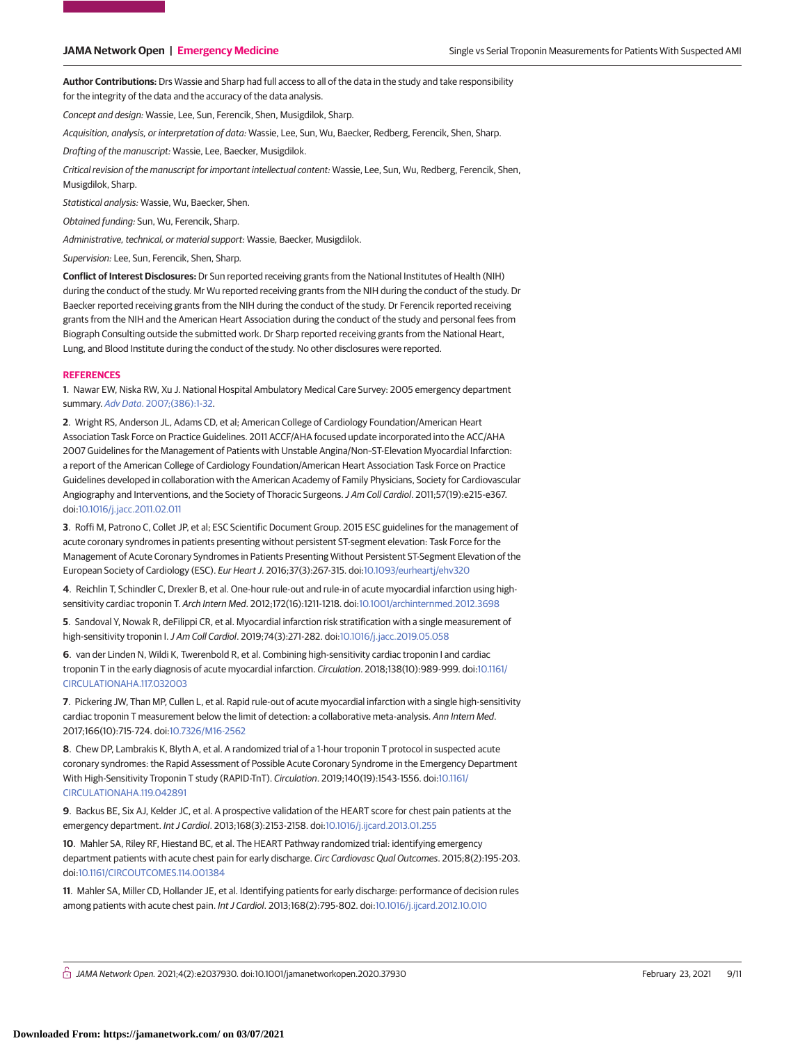**Author Contributions:** Drs Wassie and Sharp had full access to all of the data in the study and take responsibility for the integrity of the data and the accuracy of the data analysis.

*Concept and design:* Wassie, Lee, Sun, Ferencik, Shen, Musigdilok, Sharp.

*Acquisition, analysis, or interpretation of data:* Wassie, Lee, Sun, Wu, Baecker, Redberg, Ferencik, Shen, Sharp.

*Drafting of the manuscript:* Wassie, Lee, Baecker, Musigdilok.

*Critical revision of the manuscript for important intellectual content:* Wassie, Lee, Sun, Wu, Redberg, Ferencik, Shen, Musigdilok, Sharp.

*Statistical analysis:* Wassie, Wu, Baecker, Shen.

*Obtained funding:* Sun, Wu, Ferencik, Sharp.

*Administrative, technical, or material support:* Wassie, Baecker, Musigdilok.

*Supervision:* Lee, Sun, Ferencik, Shen, Sharp.

**Conflict of Interest Disclosures:** Dr Sun reported receiving grants from the National Institutes of Health (NIH) during the conduct of the study. Mr Wu reported receiving grants from the NIH during the conduct of the study. Dr Baecker reported receiving grants from the NIH during the conduct of the study. Dr Ferencik reported receiving grants from the NIH and the American Heart Association during the conduct of the study and personal fees from Biograph Consulting outside the submitted work. Dr Sharp reported receiving grants from the National Heart, Lung, and Blood Institute during the conduct of the study. No other disclosures were reported.

## REFERENCES

**1**. Nawar EW, Niska RW, Xu J. National Hospital Ambulatory Medical Care Survey: 2005 emergency department summary. *Adv Data*. 2007;(386):1-32.

**2**. Wright RS, Anderson JL, Adams CD, et al; American College of Cardiology Foundation/American Heart Association Task Force on Practice Guidelines. 2011 ACCF/AHA focused update incorporated into the ACC/AHA 2007 Guidelines for the Management of Patients with Unstable Angina/Non–ST-Elevation Myocardial Infarction: a report of the American College of Cardiology Foundation/American Heart Association Task Force on Practice Guidelines developed in collaboration with the American Academy of Family Physicians, Society for Cardiovascular Angiography and Interventions, and the Society of Thoracic Surgeons. *J Am Coll Cardiol*. 2011;57(19):e215-e367. doi:10.1016/j.jacc.2011.02.011

**3**. Roffi M, Patrono C, Collet JP, et al; ESC Scientific Document Group. 2015 ESC guidelines for the management of acute coronary syndromes in patients presenting without persistent ST-segment elevation: Task Force for the Management of Acute Coronary Syndromes in Patients Presenting Without Persistent ST-Segment Elevation of the European Society of Cardiology (ESC). *Eur Heart J*. 2016;37(3):267-315. doi:10.1093/eurheartj/ehv320

**4**. Reichlin T, Schindler C, Drexler B, et al. One-hour rule-out and rule-in of acute myocardial infarction using high-sensitivity cardiac troponin T. *Arch Intern Med*. 2012;172(16):1211-1218. doi:10.1001/archinternmed.2012.3698

**5**. Sandoval Y, Nowak R, deFilippi CR, et al. Myocardial infarction risk stratification with a single measurement of high-sensitivity troponin I. *J Am Coll Cardiol*. 2019;74(3):271-282. doi:10.1016/j.jacc.2019.05.058

**6**. van der Linden N, Wildi K, Twerenbold R, et al. Combining high-sensitivity cardiac troponin I and cardiac troponin T in the early diagnosis of acute myocardial infarction. *Circulation*. 2018;138(10):989-999. doi:10.1161/CIRCULATIONAHA.117.032003

**7**. Pickering JW, Than MP, Cullen L, et al. Rapid rule-out of acute myocardial infarction with a single high-sensitivity cardiac troponin T measurement below the limit of detection: a collaborative meta-analysis. *Ann Intern Med*. 2017;166(10):715-724. doi:10.7326/M16-2562

**8**. Chew DP, Lambrakis K, Blyth A, et al. A randomized trial of a 1-hour troponin T protocol in suspected acute coronary syndromes: the Rapid Assessment of Possible Acute Coronary Syndrome in the Emergency Department With High-Sensitivity Troponin T study (RAPID-TnT). *Circulation*. 2019;140(19):1543-1556. doi:10.1161/CIRCULATIONAHA.119.042891

**9**. Backus BE, Six AJ, Kelder JC, et al. A prospective validation of the HEART score for chest pain patients at the emergency department. *Int J Cardiol*. 2013;168(3):2153-2158. doi:10.1016/j.ijcard.2013.01.255

**10**. Mahler SA, Riley RF, Hiestand BC, et al. The HEART Pathway randomized trial: identifying emergency department patients with acute chest pain for early discharge. *Circ Cardiovasc Qual Outcomes*. 2015;8(2):195-203. doi:10.1161/CIRCOUTCOMES.114.001384

**11**. Mahler SA, Miller CD, Hollander JE, et al. Identifying patients for early discharge: performance of decision rules among patients with acute chest pain. *Int J Cardiol*. 2013;168(2):795-802. doi:10.1016/j.ijcard.2012.10.010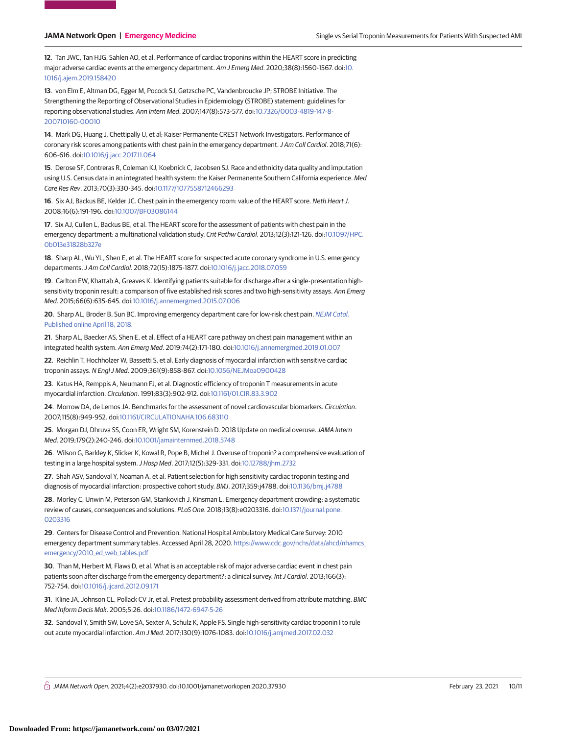12. Tan JWC, Tan HJG, Sahlen AO, et al. Performance of cardiac troponins within the HEART score in predicting major adverse cardiac events at the emergency department. *Am J Emerg Med*. 2020;38(8):1560-1567. doi:10.1016/j.ajem.2019.158420

13. von Elm E, Altman DG, Egger M, Pocock SJ, Gøtzsche PC, Vandenbroucke JP; STROBE Initiative. The Strengthening the Reporting of Observational Studies in Epidemiology (STROBE) statement: guidelines for reporting observational studies. *Ann Intern Med*. 2007;147(8):573-577. doi:10.7326/0003-4819-147-8-200710160-00010

14. Mark DG, Huang J, Chettipally U, et al; Kaiser Permanente CREST Network Investigators. Performance of coronary risk scores among patients with chest pain in the emergency department. *J Am Coll Cardiol*. 2018;71(6):606-616. doi:10.1016/j.jacc.2017.11.064

15. Derose SF, Contreras R, Coleman KJ, Koebnick C, Jacobsen SJ. Race and ethnicity data quality and imputation using U.S. Census data in an integrated health system: the Kaiser Permanente Southern California experience. *Med Care Res Rev*. 2013;70(3):330-345. doi:10.1177/1077558712466293

16. Six AJ, Backus BE, Kelder JC. Chest pain in the emergency room: value of the HEART score. *Neth Heart J*. 2008;16(6):191-196. doi:10.1007/BF03086144

17. Six AJ, Cullen L, Backus BE, et al. The HEART score for the assessment of patients with chest pain in the emergency department: a multinational validation study. *Crit Pathw Cardiol*. 2013;12(3):121-126. doi:10.1097/HPC.0b013e31828b327e

18. Sharp AL, Wu YL, Shen E, et al. The HEART score for suspected acute coronary syndrome in U.S. emergency departments. *J Am Coll Cardiol*. 2018;72(15):1875-1877. doi:10.1016/j.jacc.2018.07.059

19. Carlton EW, Khattab A, Greaves K. Identifying patients suitable for discharge after a single-presentation high-sensitivity troponin result: a comparison of five established risk scores and two high-sensitivity assays. *Ann Emerg Med*. 2015;66(6):635-645. doi:10.1016/j.annemergmed.2015.07.006

20. Sharp AL, Broder B, Sun BC. Improving emergency department care for low-risk chest pain. *NEJM Catal*. Published online April 18, 2018.

21. Sharp AL, Baecker AS, Shen E, et al. Effect of a HEART care pathway on chest pain management within an integrated health system. *Ann Emerg Med*. 2019;74(2):171-180. doi:10.1016/j.annemergmed.2019.01.007

22. Reichlin T, Hochholzer W, Bassetti S, et al. Early diagnosis of myocardial infarction with sensitive cardiac troponin assays. *N Engl J Med*. 2009;361(9):858-867. doi:10.1056/NEJMoa0900428

23. Katus HA, Remppis A, Neumann FJ, et al. Diagnostic efficiency of troponin T measurements in acute myocardial infarction. *Circulation*. 1991;83(3):902-912. doi:10.1161/01.CIR.83.3.902

24. Morrow DA, de Lemos JA. Benchmarks for the assessment of novel cardiovascular biomarkers. *Circulation*. 2007;115(8):949-952. doi:10.1161/CIRCULATIONAHA.106.683110

25. Morgan DJ, Dhruva SS, Coon ER, Wright SM, Korenstein D. 2018 Update on medical overuse. *JAMA Intern Med*. 2019;179(2):240-246. doi:10.1001/jamainternmed.2018.5748

26. Wilson G, Barkley K, Slicker K, Kowal R, Pope B, Michel J. Overuse of troponin? a comprehensive evaluation of testing in a large hospital system. *J Hosp Med*. 2017;12(5):329-331. doi:10.12788/jhm.2732

27. Shah ASV, Sandoval Y, Noaman A, et al. Patient selection for high sensitivity cardiac troponin testing and diagnosis of myocardial infarction: prospective cohort study. *BMJ*. 2017;359:j4788. doi:10.1136/bmj.j4788

28. Morley C, Unwin M, Peterson GM, Stankovich J, Kinsman L. Emergency department crowding: a systematic review of causes, consequences and solutions. *PLoS One*. 2018;13(8):e0203316. doi:10.1371/journal.pone.0203316

29. Centers for Disease Control and Prevention. National Hospital Ambulatory Medical Care Survey: 2010 emergency department summary tables. Accessed April 28, 2020. https://www.cdc.gov/nchs/data/ahcd/nhamcs_emergency/2010_ed_web_tables.pdf

30. Than M, Herbert M, Flaws D, et al. What is an acceptable risk of major adverse cardiac event in chest pain patients soon after discharge from the emergency department?: a clinical survey. *Int J Cardiol*. 2013;166(3):752-754. doi:10.1016/j.ijcard.2012.09.171

31. Kline JA, Johnson CL, Pollack CV Jr, et al. Pretest probability assessment derived from attribute matching. *BMC Med Inform Decis Mak*. 2005;5:26. doi:10.1186/1472-6947-5-26

32. Sandoval Y, Smith SW, Love SA, Sexter A, Schulz K, Apple FS. Single high-sensitivity cardiac troponin I to rule out acute myocardial infarction. *Am J Med*. 2017;130(9):1076-1083. doi:10.1016/j.amjmed.2017.02.032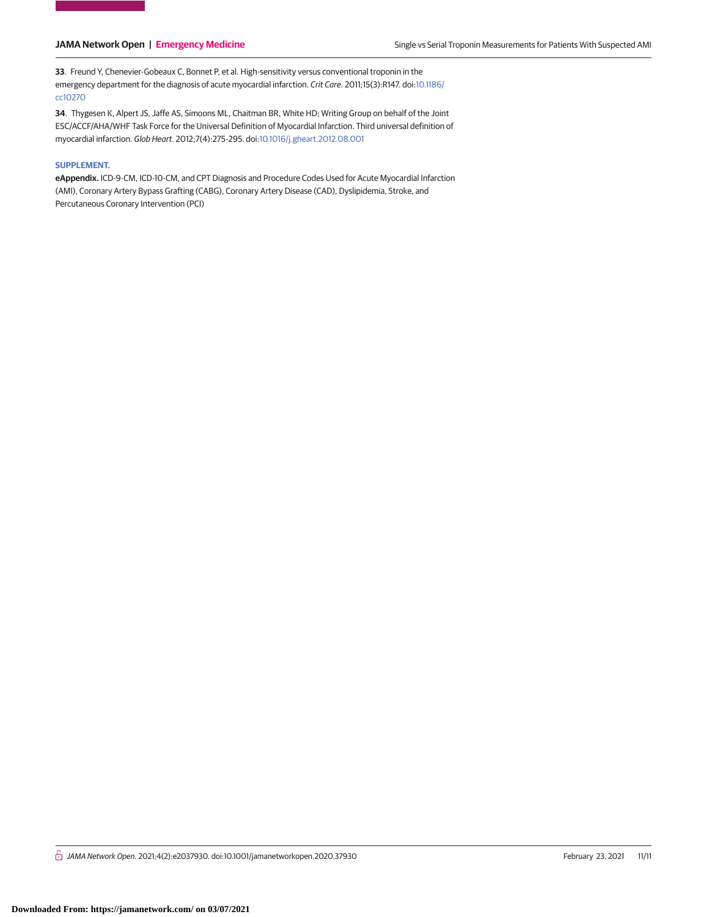**33**. Freund Y, Chenevier-Gobeaux C, Bonnet P, et al. High-sensitivity versus conventional troponin in the emergency department for the diagnosis of acute myocardial infarction. *Crit Care*. 2011;15(3):R147. doi:10.1186/cc10270

**34**. Thygesen K, Alpert JS, Jaffe AS, Simoons ML, Chaitman BR, White HD; Writing Group on behalf of the Joint ESC/ACCF/AHA/WHF Task Force for the Universal Definition of Myocardial Infarction. Third universal definition of myocardial infarction. *Glob Heart*. 2012;7(4):275-295. doi:10.1016/j.gheart.2012.08.001

**SUPPLEMENT.**

**eAppendix.** ICD-9-CM, ICD-10-CM, and CPT Diagnosis and Procedure Codes Used for Acute Myocardial Infarction (AMI), Coronary Artery Bypass Grafting (CABG), Coronary Artery Disease (CAD), Dyslipidemia, Stroke, and Percutaneous Coronary Intervention (PCI)